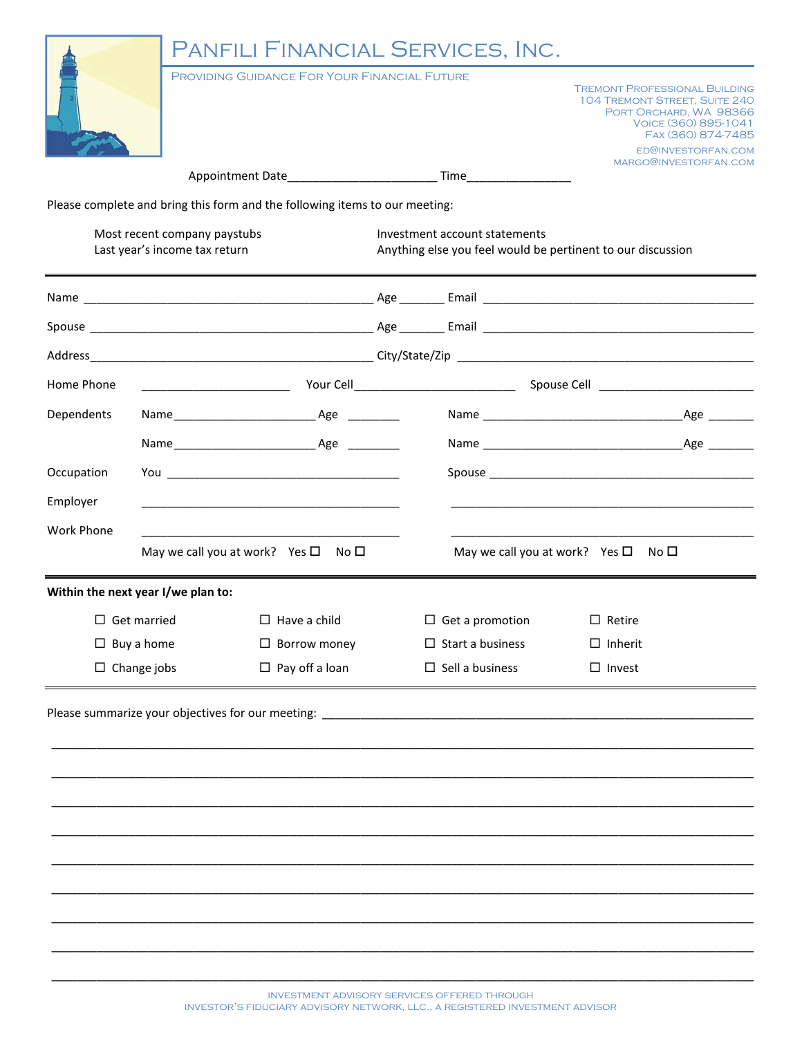# PANFILI FINANCIAL SERVICES, INC.

PROVIDING GUIDANCE FOR YOUR FINANCIAL FUTURE

TREMONT PROFESSIONAL BUILDING
104 TREMONT STREET, SUITE 240
PORT ORCHARD, WA 98366
VOICE (360) 895-1041
FAX (360) 874-7485
ED@INVESTORFAN.COM
MARGO@INVESTORFAN.COM

Appointment Date______________________ Time________________

Please complete and bring this form and the following items to our meeting:

- Most recent company paystubs
- Last year's income tax return
- Investment account statements
- Anything else you feel would be pertinent to our discussion

---

Name ____________________________________________ Age _______ Email ________________________________________

Spouse ___________________________________________ Age _______ Email ________________________________________

Address_____________________________________________ City/State/Zip ____________________________________________

Home Phone ______________________ Your Cell________________________ Spouse Cell ________________________

Dependents Name______________________ Age ________ Name ______________________________ Age _______

Name______________________ Age ________ Name ______________________________ Age _______

Occupation You ___________________________________ Spouse ________________________________________

Employer ___________________________________ ________________________________________

Work Phone ___________________________________ ________________________________________

May we call you at work? Yes ☐ No ☐ May we call you at work? Yes ☐ No ☐

---

**Within the next year I/we plan to:**

| | | | |
|---|---|---|---|
| ☐ Get married | ☐ Have a child | ☐ Get a promotion | ☐ Retire |
| ☐ Buy a home | ☐ Borrow money | ☐ Start a business | ☐ Inherit |
| ☐ Change jobs | ☐ Pay off a loan | ☐ Sell a business | ☐ Invest |

---

Please summarize your objectives for our meeting: ______________________________________________________________

__________________________________________________________________________________________________

__________________________________________________________________________________________________

__________________________________________________________________________________________________

__________________________________________________________________________________________________

__________________________________________________________________________________________________

__________________________________________________________________________________________________

__________________________________________________________________________________________________

__________________________________________________________________________________________________

__________________________________________________________________________________________________

INVESTMENT ADVISORY SERVICES OFFERED THROUGH
INVESTOR'S FIDUCIARY ADVISORY NETWORK, LLC., A REGISTERED INVESTMENT ADVISOR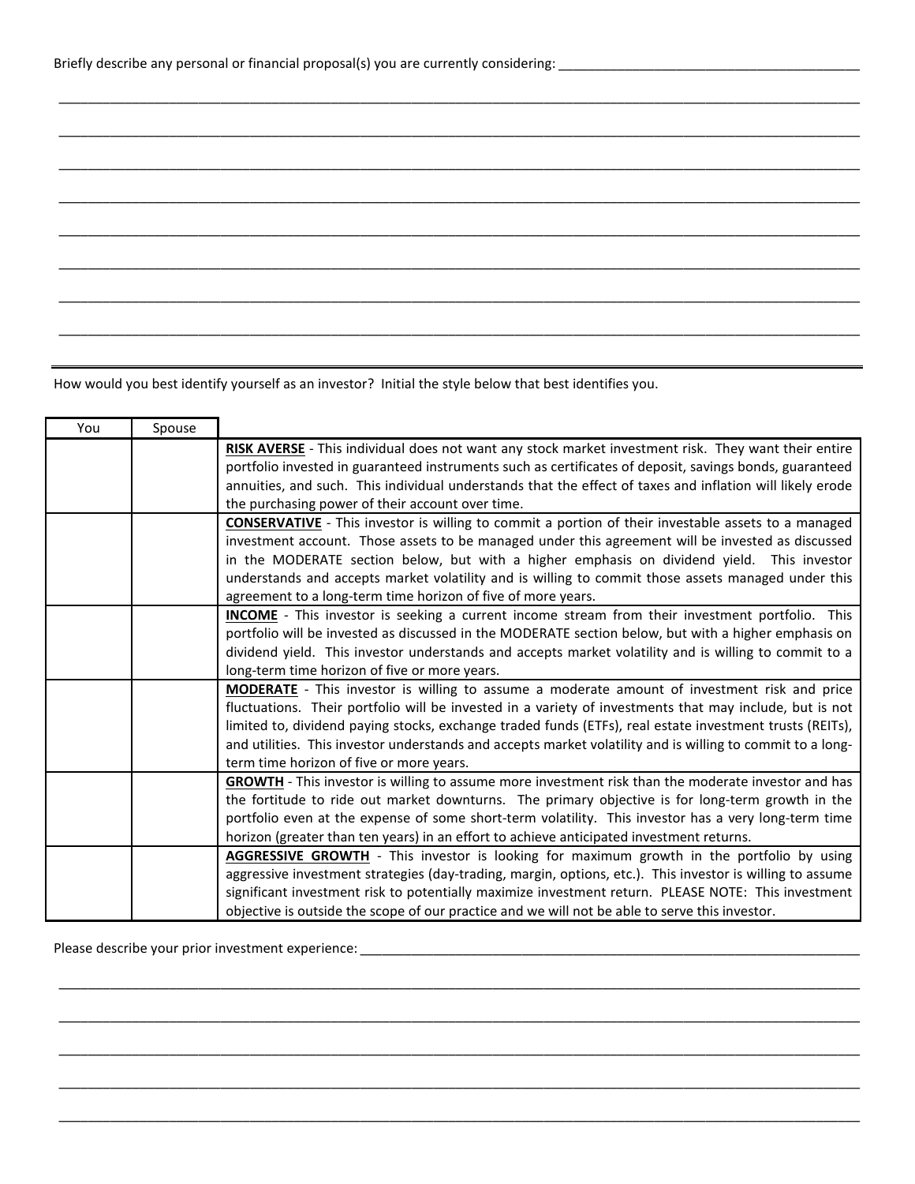Briefly describe any personal or financial proposal(s) you are currently considering: ________________________________________

________________________________________________________________________________________________

________________________________________________________________________________________________

________________________________________________________________________________________________

________________________________________________________________________________________________

________________________________________________________________________________________________

________________________________________________________________________________________________

________________________________________________________________________________________________

________________________________________________________________________________________________

---

How would you best identify yourself as an investor? Initial the style below that best identifies you.

| You | Spouse | |
|---|---|---|
| | | **RISK AVERSE** - This individual does not want any stock market investment risk. They want their entire portfolio invested in guaranteed instruments such as certificates of deposit, savings bonds, guaranteed annuities, and such. This individual understands that the effect of taxes and inflation will likely erode the purchasing power of their account over time. |
| | | **CONSERVATIVE** - This investor is willing to commit a portion of their investable assets to a managed investment account. Those assets to be managed under this agreement will be invested as discussed in the MODERATE section below, but with a higher emphasis on dividend yield. This investor understands and accepts market volatility and is willing to commit those assets managed under this agreement to a long-term time horizon of five of more years. |
| | | **INCOME** - This investor is seeking a current income stream from their investment portfolio. This portfolio will be invested as discussed in the MODERATE section below, but with a higher emphasis on dividend yield. This investor understands and accepts market volatility and is willing to commit to a long-term time horizon of five or more years. |
| | | **MODERATE** - This investor is willing to assume a moderate amount of investment risk and price fluctuations. Their portfolio will be invested in a variety of investments that may include, but is not limited to, dividend paying stocks, exchange traded funds (ETFs), real estate investment trusts (REITs), and utilities. This investor understands and accepts market volatility and is willing to commit to a long-term time horizon of five or more years. |
| | | **GROWTH** - This investor is willing to assume more investment risk than the moderate investor and has the fortitude to ride out market downturns. The primary objective is for long-term growth in the portfolio even at the expense of some short-term volatility. This investor has a very long-term time horizon (greater than ten years) in an effort to achieve anticipated investment returns. |
| | | **AGGRESSIVE GROWTH** - This investor is looking for maximum growth in the portfolio by using aggressive investment strategies (day-trading, margin, options, etc.). This investor is willing to assume significant investment risk to potentially maximize investment return. PLEASE NOTE: This investment objective is outside the scope of our practice and we will not be able to serve this investor. |

Please describe your prior investment experience: ________________________________________________

________________________________________________________________________________________________

________________________________________________________________________________________________

________________________________________________________________________________________________

________________________________________________________________________________________________

________________________________________________________________________________________________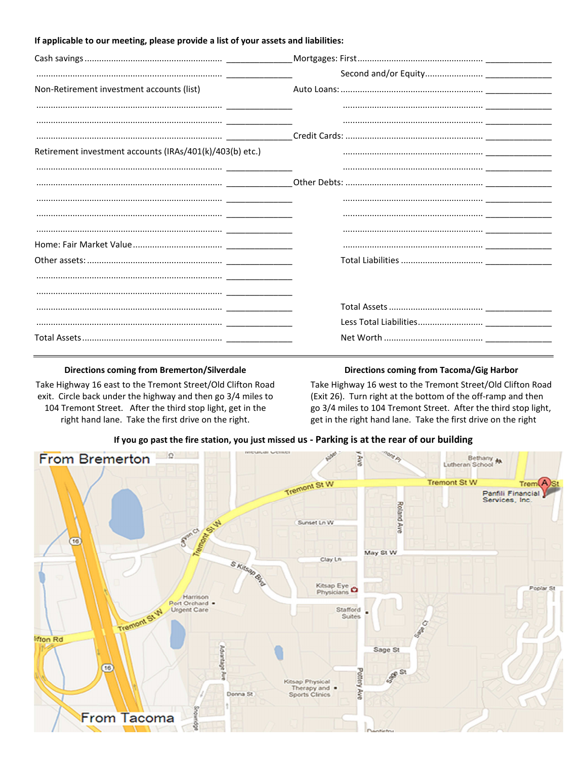**If applicable to our meeting, please provide a list of your assets and liabilities:**

| | | | |
|---|---|---|---|
| Cash savings | ______________ | Mortgages: First | ______________ |
| | ______________ | Second and/or Equity | ______________ |
| Non-Retirement investment accounts (list) | | Auto Loans: | ______________ |
| | ______________ | | ______________ |
| | ______________ | | ______________ |
| | ______________ | Credit Cards: | ______________ |
| Retirement investment accounts (IRAs/401(k)/403(b) etc.) | | | ______________ |
| | ______________ | | ______________ |
| | ______________ | Other Debts: | ______________ |
| | ______________ | | ______________ |
| | ______________ | | ______________ |
| | ______________ | | ______________ |
| Home: Fair Market Value | ______________ | | ______________ |
| Other assets: | ______________ | Total Liabilities | ______________ |
| | ______________ | | |
| | ______________ | | |
| | ______________ | Total Assets | ______________ |
| | ______________ | Less Total Liabilities | ______________ |
| Total Assets | ______________ | Net Worth | ______________ |

---

**Directions coming from Bremerton/Silverdale**

Take Highway 16 east to the Tremont Street/Old Clifton Road exit. Circle back under the highway and then go 3/4 miles to 104 Tremont Street. After the third stop light, get in the right hand lane. Take the first drive on the right.

**Directions coming from Tacoma/Gig Harbor**

Take Highway 16 west to the Tremont Street/Old Clifton Road (Exit 26). Turn right at the bottom of the off-ramp and then go 3/4 miles to 104 Tremont Street. After the third stop light, get in the right hand lane. Take the first drive on the right

**If you go past the fire station, you just missed us - Parking is at the rear of our building**

From Bremerton

From Tacoma

Panfili Financial Services, Inc.